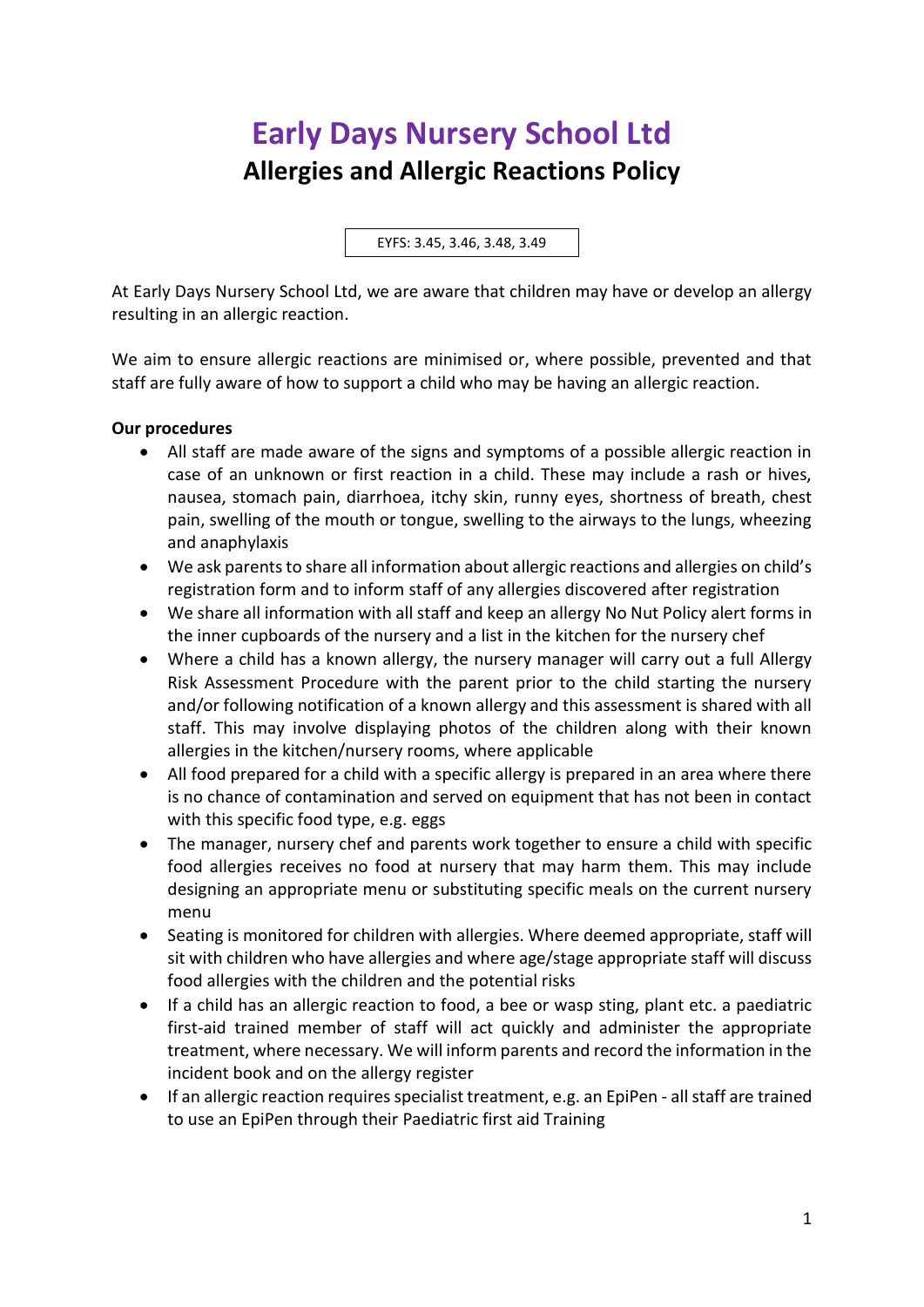# Early Days Nursery School Ltd

## Allergies and Allergic Reactions Policy

EYFS: 3.45, 3.46, 3.48, 3.49

At Early Days Nursery School Ltd, we are aware that children may have or develop an allergy resulting in an allergic reaction.

We aim to ensure allergic reactions are minimised or, where possible, prevented and that staff are fully aware of how to support a child who may be having an allergic reaction.

**Our procedures**

- All staff are made aware of the signs and symptoms of a possible allergic reaction in case of an unknown or first reaction in a child. These may include a rash or hives, nausea, stomach pain, diarrhoea, itchy skin, runny eyes, shortness of breath, chest pain, swelling of the mouth or tongue, swelling to the airways to the lungs, wheezing and anaphylaxis
- We ask parents to share all information about allergic reactions and allergies on child's registration form and to inform staff of any allergies discovered after registration
- We share all information with all staff and keep an allergy No Nut Policy alert forms in the inner cupboards of the nursery and a list in the kitchen for the nursery chef
- Where a child has a known allergy, the nursery manager will carry out a full Allergy Risk Assessment Procedure with the parent prior to the child starting the nursery and/or following notification of a known allergy and this assessment is shared with all staff. This may involve displaying photos of the children along with their known allergies in the kitchen/nursery rooms, where applicable
- All food prepared for a child with a specific allergy is prepared in an area where there is no chance of contamination and served on equipment that has not been in contact with this specific food type, e.g. eggs
- The manager, nursery chef and parents work together to ensure a child with specific food allergies receives no food at nursery that may harm them. This may include designing an appropriate menu or substituting specific meals on the current nursery menu
- Seating is monitored for children with allergies. Where deemed appropriate, staff will sit with children who have allergies and where age/stage appropriate staff will discuss food allergies with the children and the potential risks
- If a child has an allergic reaction to food, a bee or wasp sting, plant etc. a paediatric first-aid trained member of staff will act quickly and administer the appropriate treatment, where necessary. We will inform parents and record the information in the incident book and on the allergy register
- If an allergic reaction requires specialist treatment, e.g. an EpiPen - all staff are trained to use an EpiPen through their Paediatric first aid Training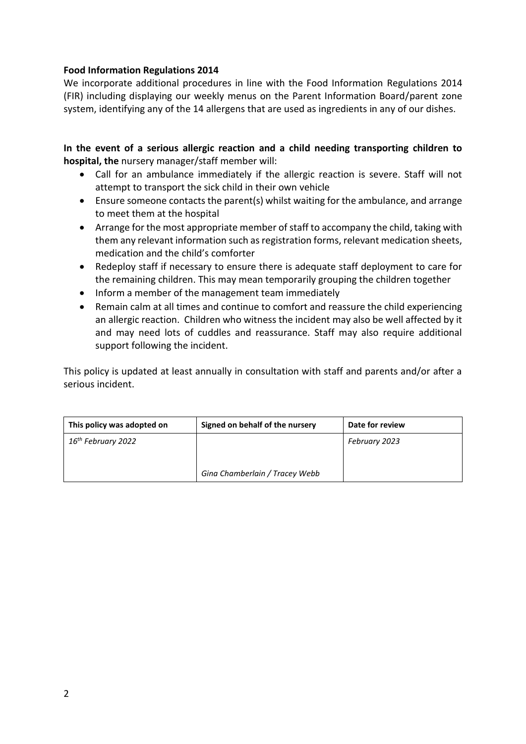**Food Information Regulations 2014**

We incorporate additional procedures in line with the Food Information Regulations 2014 (FIR) including displaying our weekly menus on the Parent Information Board/parent zone system, identifying any of the 14 allergens that are used as ingredients in any of our dishes.

**In the event of a serious allergic reaction and a child needing transporting children to hospital, the** nursery manager/staff member will:

- Call for an ambulance immediately if the allergic reaction is severe. Staff will not attempt to transport the sick child in their own vehicle
- Ensure someone contacts the parent(s) whilst waiting for the ambulance, and arrange to meet them at the hospital
- Arrange for the most appropriate member of staff to accompany the child, taking with them any relevant information such as registration forms, relevant medication sheets, medication and the child's comforter
- Redeploy staff if necessary to ensure there is adequate staff deployment to care for the remaining children. This may mean temporarily grouping the children together
- Inform a member of the management team immediately
- Remain calm at all times and continue to comfort and reassure the child experiencing an allergic reaction. Children who witness the incident may also be well affected by it and may need lots of cuddles and reassurance. Staff may also require additional support following the incident.

This policy is updated at least annually in consultation with staff and parents and/or after a serious incident.

| This policy was adopted on | Signed on behalf of the nursery | Date for review |
|---|---|---|
| *16th February 2022* | *Gina Chamberlain / Tracey Webb* | *February 2023* |